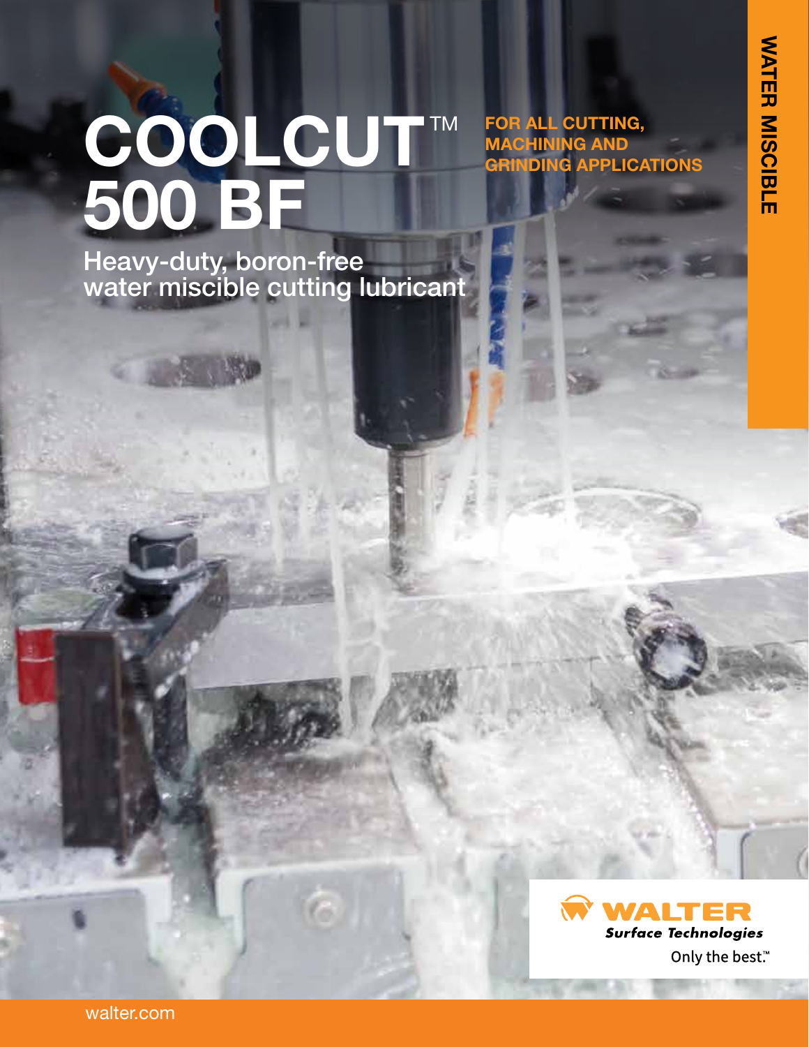# COOLCUT™ 500 BF

## Heavy-duty, boron-free water miscible cutting lubricant

**FOR ALL CUTTING, MACHINING AND GRINDING APPLICATIONS**

**WATER MISCIBLE**

**WALTER** *Surface Technologies*

Only the best.™

walter.com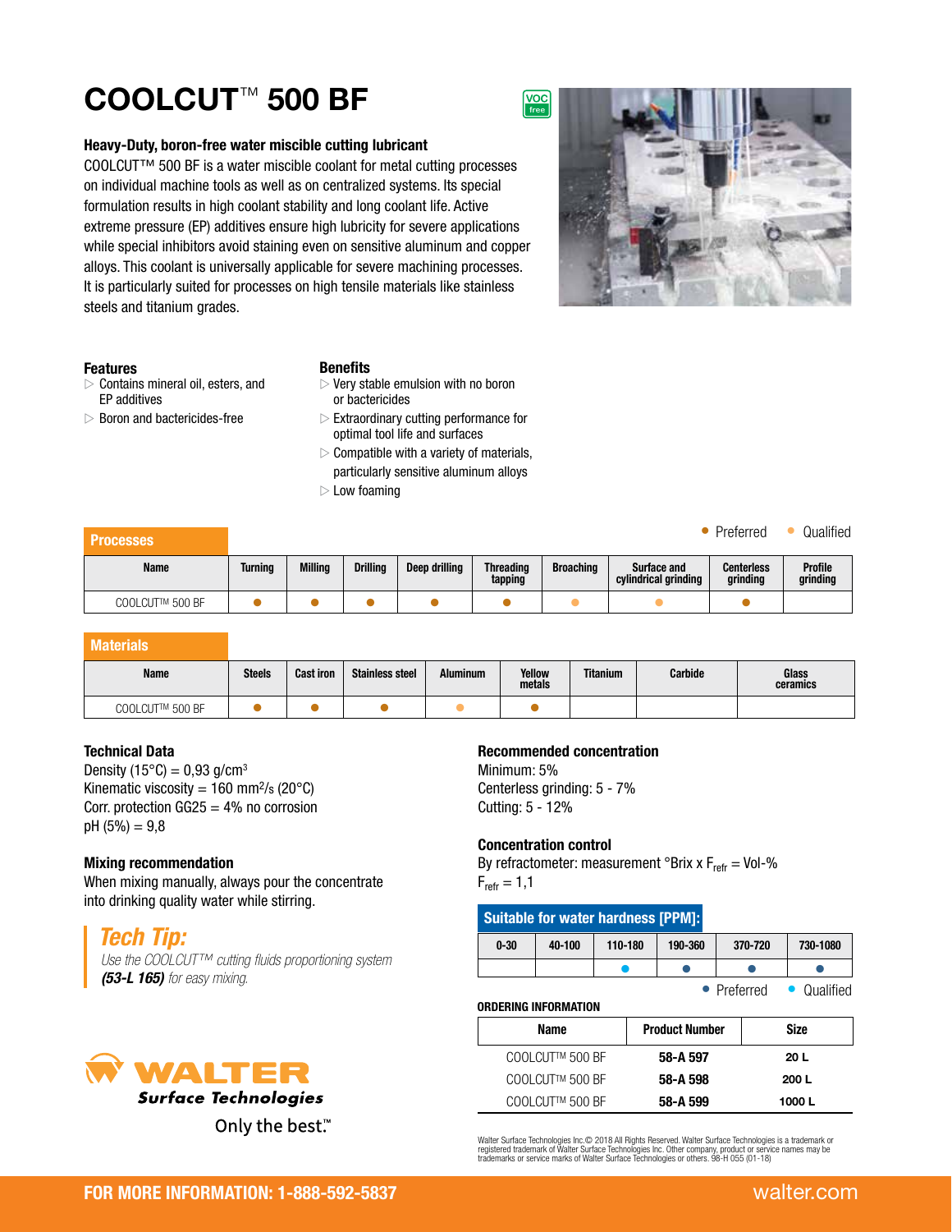# COOLCUT™ 500 BF

### Heavy-Duty, boron-free water miscible cutting lubricant

COOLCUT™ 500 BF is a water miscible coolant for metal cutting processes on individual machine tools as well as on centralized systems. Its special formulation results in high coolant stability and long coolant life. Active extreme pressure (EP) additives ensure high lubricity for severe applications while special inhibitors avoid staining even on sensitive aluminum and copper alloys. This coolant is universally applicable for severe machining processes. It is particularly suited for processes on high tensile materials like stainless steels and titanium grades.

### Features

- Contains mineral oil, esters, and EP additives
- Boron and bactericides-free

### Benefits

- Very stable emulsion with no boron or bactericides
- Extraordinary cutting performance for optimal tool life and surfaces
- Compatible with a variety of materials, particularly sensitive aluminum alloys
- Low foaming

### Processes

● Preferred ● Qualified

| Name | Turning | Milling | Drilling | Deep drilling | Threading tapping | Broaching | Surface and cylindrical grinding | Centerless grinding | Profile grinding |
|---|---|---|---|---|---|---|---|---|---|
| COOLCUT™ 500 BF | ● Preferred | ● Preferred | ● Preferred | ● Preferred | ● Preferred | ● Qualified | ● Qualified | ● Preferred | |

### Materials

| Name | Steels | Cast iron | Stainless steel | Aluminum | Yellow metals | Titanium | Carbide | Glass ceramics |
|---|---|---|---|---|---|---|---|---|
| COOLCUT™ 500 BF | ● Preferred | ● Preferred | ● Preferred | ● Qualified | ● Preferred | | | |

### Technical Data

Density (15°C) = 0,93 g/cm$^3$
Kinematic viscosity = 160 mm$^2$/s (20°C)
Corr. protection GG25 = 4% no corrosion
pH (5%) = 9,8

### Mixing recommendation

When mixing manually, always pour the concentrate into drinking quality water while stirring.

## Tech Tip:

*Use the COOLCUT™ cutting fluids proportioning system **(53-L 165)** for easy mixing.*

### Recommended concentration

Minimum: 5%
Centerless grinding: 5 - 7%
Cutting: 5 - 12%

### Concentration control

By refractometer: measurement °Brix x $F_{refr}$ = Vol-%
$F_{refr}$ = 1,1

### Suitable for water hardness [PPM]:

| 0-30 | 40-100 | 110-180 | 190-360 | 370-720 | 730-1080 |
|---|---|---|---|---|---|
| | | ● Qualified | ● Preferred | ● Preferred | ● Preferred |

● Preferred ● Qualified

### ORDERING INFORMATION

| Name | Product Number | Size |
|---|---|---|
| COOLCUT™ 500 BF | 58-A 597 | 20 L |
| COOLCUT™ 500 BF | 58-A 598 | 200 L |
| COOLCUT™ 500 BF | 58-A 599 | 1000 L |

WALTER Surface Technologies
Only the best.™

Walter Surface Technologies Inc.© 2018 All Rights Reserved. Walter Surface Technologies is a trademark or registered trademark of Walter Surface Technologies Inc. Other company, product or service names may be trademarks or service marks of Walter Surface Technologies or others. 98-H 055 (01-18)

FOR MORE INFORMATION: 1-888-592-5837 walter.com